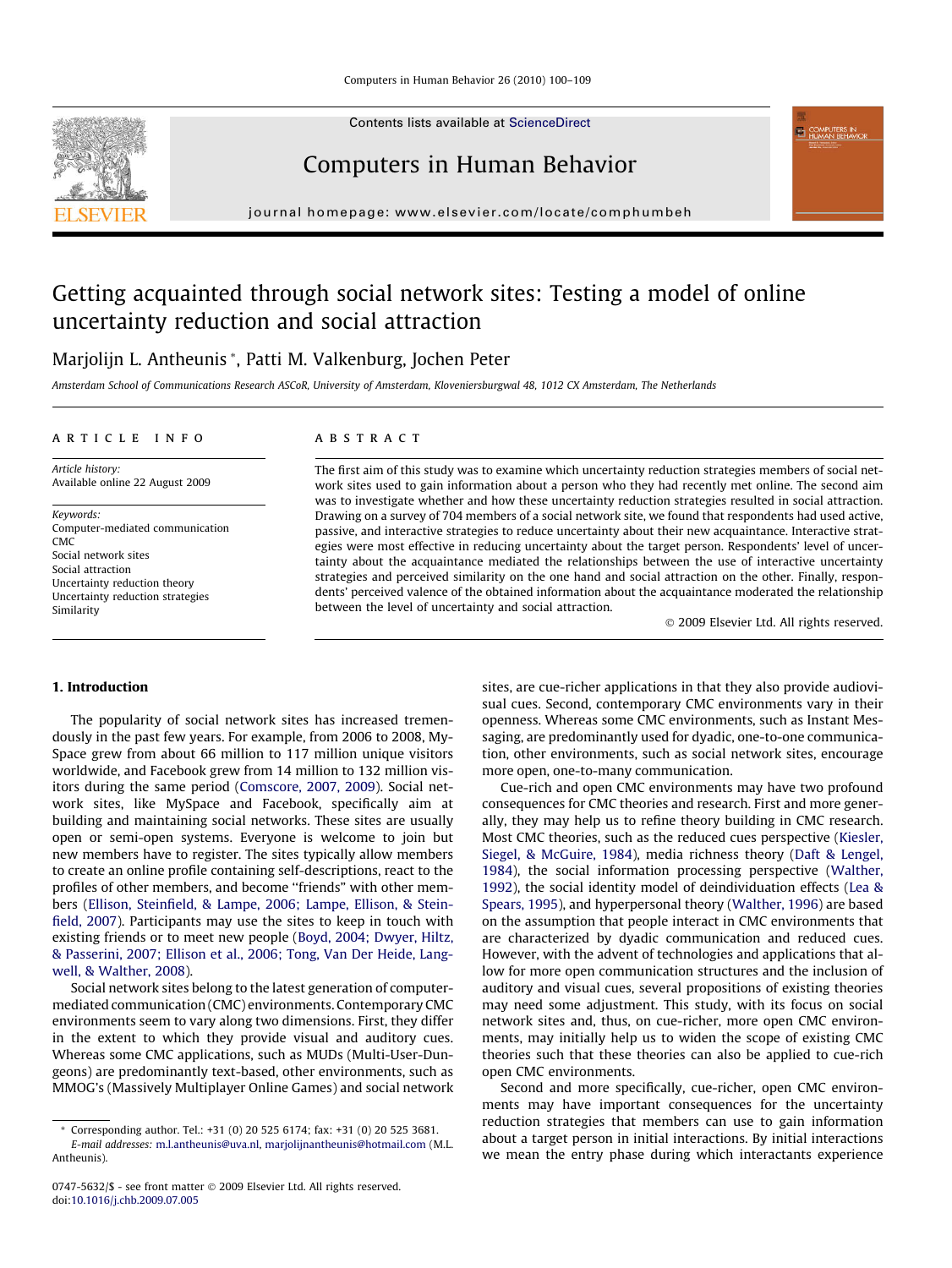Contents lists available at ScienceDirect

# Computers in Human Behavior

journal homepage: www.elsevier.com/locate/comphumbeh

# Getting acquainted through social network sites: Testing a model of online uncertainty reduction and social attraction

Marjolijn L. Antheunis *, Patti M. Valkenburg, Jochen Peter

*Amsterdam School of Communications Research ASCoR, University of Amsterdam, Kloveniersburgwal 48, 1012 CX Amsterdam, The Netherlands*

**ARTICLE INFO**

*Article history:*
Available online 22 August 2009

*Keywords:*
Computer-mediated communication
CMC
Social network sites
Social attraction
Uncertainty reduction theory
Uncertainty reduction strategies
Similarity

**ABSTRACT**

The first aim of this study was to examine which uncertainty reduction strategies members of social network sites used to gain information about a person who they had recently met online. The second aim was to investigate whether and how these uncertainty reduction strategies resulted in social attraction. Drawing on a survey of 704 members of a social network site, we found that respondents had used active, passive, and interactive strategies to reduce uncertainty about their new acquaintance. Interactive strategies were most effective in reducing uncertainty about the target person. Respondents' level of uncertainty about the acquaintance mediated the relationships between the use of interactive uncertainty strategies and perceived similarity on the one hand and social attraction on the other. Finally, respondents' perceived valence of the obtained information about the acquaintance moderated the relationship between the level of uncertainty and social attraction.

© 2009 Elsevier Ltd. All rights reserved.

## 1. Introduction

The popularity of social network sites has increased tremendously in the past few years. For example, from 2006 to 2008, MySpace grew from about 66 million to 117 million unique visitors worldwide, and Facebook grew from 14 million to 132 million visitors during the same period (Comscore, 2007, 2009). Social network sites, like MySpace and Facebook, specifically aim at building and maintaining social networks. These sites are usually open or semi-open systems. Everyone is welcome to join but new members have to register. The sites typically allow members to create an online profile containing self-descriptions, react to the profiles of other members, and become "friends" with other members (Ellison, Steinfield, & Lampe, 2006; Lampe, Ellison, & Steinfield, 2007). Participants may use the sites to keep in touch with existing friends or to meet new people (Boyd, 2004; Dwyer, Hiltz, & Passerini, 2007; Ellison et al., 2006; Tong, Van Der Heide, Langwell, & Walther, 2008).

Social network sites belong to the latest generation of computer-mediated communication (CMC) environments. Contemporary CMC environments seem to vary along two dimensions. First, they differ in the extent to which they provide visual and auditory cues. Whereas some CMC applications, such as MUDs (Multi-User-Dungeons) are predominantly text-based, other environments, such as MMOG's (Massively Multiplayer Online Games) and social network sites, are cue-richer applications in that they also provide audiovisual cues. Second, contemporary CMC environments vary in their openness. Whereas some CMC environments, such as Instant Messaging, are predominantly used for dyadic, one-to-one communication, other environments, such as social network sites, encourage more open, one-to-many communication.

Cue-rich and open CMC environments may have two profound consequences for CMC theories and research. First and more generally, they may help us to refine theory building in CMC research. Most CMC theories, such as the reduced cues perspective (Kiesler, Siegel, & McGuire, 1984), media richness theory (Daft & Lengel, 1984), the social information processing perspective (Walther, 1992), the social identity model of deindividuation effects (Lea & Spears, 1995), and hyperpersonal theory (Walther, 1996) are based on the assumption that people interact in CMC environments that are characterized by dyadic communication and reduced cues. However, with the advent of technologies and applications that allow for more open communication structures and the inclusion of auditory and visual cues, several propositions of existing theories may need some adjustment. This study, with its focus on social network sites and, thus, on cue-richer, more open CMC environments, may initially help us to widen the scope of existing CMC theories such that these theories can also be applied to cue-rich open CMC environments.

Second and more specifically, cue-richer, open CMC environments may have important consequences for the uncertainty reduction strategies that members can use to gain information about a target person in initial interactions. By initial interactions we mean the entry phase during which interactants experience

---

* Corresponding author. Tel.: +31 (0) 20 525 6174; fax: +31 (0) 20 525 3681.
*E-mail addresses:* m.l.antheunis@uva.nl, marjolijnantheunis@hotmail.com (M.L. Antheunis).

0747-5632/$ - see front matter © 2009 Elsevier Ltd. All rights reserved.
doi:10.1016/j.chb.2009.07.005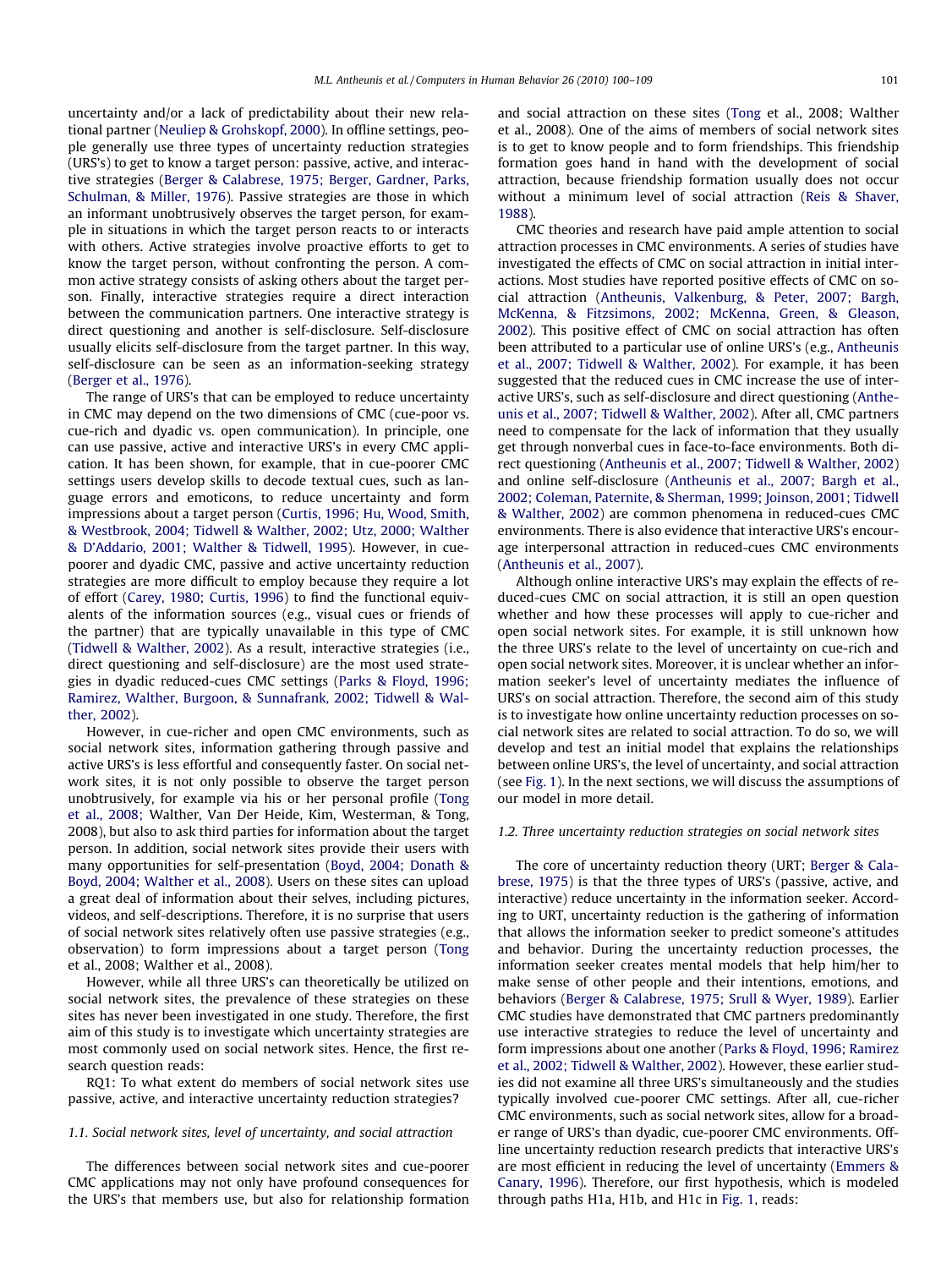uncertainty and/or a lack of predictability about their new relational partner (Neuliep & Grohskopf, 2000). In offline settings, people generally use three types of uncertainty reduction strategies (URS's) to get to know a target person: passive, active, and interactive strategies (Berger & Calabrese, 1975; Berger, Gardner, Parks, Schulman, & Miller, 1976). Passive strategies are those in which an informant unobtrusively observes the target person, for example in situations in which the target person reacts to or interacts with others. Active strategies involve proactive efforts to get to know the target person, without confronting the person. A common active strategy consists of asking others about the target person. Finally, interactive strategies require a direct interaction between the communication partners. One interactive strategy is direct questioning and another is self-disclosure. Self-disclosure usually elicits self-disclosure from the target partner. In this way, self-disclosure can be seen as an information-seeking strategy (Berger et al., 1976).

The range of URS's that can be employed to reduce uncertainty in CMC may depend on the two dimensions of CMC (cue-poor vs. cue-rich and dyadic vs. open communication). In principle, one can use passive, active and interactive URS's in every CMC application. It has been shown, for example, that in cue-poorer CMC settings users develop skills to decode textual cues, such as language errors and emoticons, to reduce uncertainty and form impressions about a target person (Curtis, 1996; Hu, Wood, Smith, & Westbrook, 2004; Tidwell & Walther, 2002; Utz, 2000; Walther & D'Addario, 2001; Walther & Tidwell, 1995). However, in cue-poorer and dyadic CMC, passive and active uncertainty reduction strategies are more difficult to employ because they require a lot of effort (Carey, 1980; Curtis, 1996) to find the functional equivalents of the information sources (e.g., visual cues or friends of the partner) that are typically unavailable in this type of CMC (Tidwell & Walther, 2002). As a result, interactive strategies (i.e., direct questioning and self-disclosure) are the most used strategies in dyadic reduced-cues CMC settings (Parks & Floyd, 1996; Ramirez, Walther, Burgoon, & Sunnafrank, 2002; Tidwell & Walther, 2002).

However, in cue-richer and open CMC environments, such as social network sites, information gathering through passive and active URS's is less effortful and consequently faster. On social network sites, it is not only possible to observe the target person unobtrusively, for example via his or her personal profile (Tong et al., 2008; Walther, Van Der Heide, Kim, Westerman, & Tong, 2008), but also to ask third parties for information about the target person. In addition, social network sites provide their users with many opportunities for self-presentation (Boyd, 2004; Donath & Boyd, 2004; Walther et al., 2008). Users on these sites can upload a great deal of information about their selves, including pictures, videos, and self-descriptions. Therefore, it is no surprise that users of social network sites relatively often use passive strategies (e.g., observation) to form impressions about a target person (Tong et al., 2008; Walther et al., 2008).

However, while all three URS's can theoretically be utilized on social network sites, the prevalence of these strategies on these sites has never been investigated in one study. Therefore, the first aim of this study is to investigate which uncertainty strategies are most commonly used on social network sites. Hence, the first research question reads:

RQ1: To what extent do members of social network sites use passive, active, and interactive uncertainty reduction strategies?

### 1.1. Social network sites, level of uncertainty, and social attraction

The differences between social network sites and cue-poorer CMC applications may not only have profound consequences for the URS's that members use, but also for relationship formation and social attraction on these sites (Tong et al., 2008; Walther et al., 2008). One of the aims of members of social network sites is to get to know people and to form friendships. This friendship formation goes hand in hand with the development of social attraction, because friendship formation usually does not occur without a minimum level of social attraction (Reis & Shaver, 1988).

CMC theories and research have paid ample attention to social attraction processes in CMC environments. A series of studies have investigated the effects of CMC on social attraction in initial interactions. Most studies have reported positive effects of CMC on social attraction (Antheunis, Valkenburg, & Peter, 2007; Bargh, McKenna, & Fitzsimons, 2002; McKenna, Green, & Gleason, 2002). This positive effect of CMC on social attraction has often been attributed to a particular use of online URS's (e.g., Antheunis et al., 2007; Tidwell & Walther, 2002). For example, it has been suggested that the reduced cues in CMC increase the use of interactive URS's, such as self-disclosure and direct questioning (Antheunis et al., 2007; Tidwell & Walther, 2002). After all, CMC partners need to compensate for the lack of information that they usually get through nonverbal cues in face-to-face environments. Both direct questioning (Antheunis et al., 2007; Tidwell & Walther, 2002) and online self-disclosure (Antheunis et al., 2007; Bargh et al., 2002; Coleman, Paternite, & Sherman, 1999; Joinson, 2001; Tidwell & Walther, 2002) are common phenomena in reduced-cues CMC environments. There is also evidence that interactive URS's encourage interpersonal attraction in reduced-cues CMC environments (Antheunis et al., 2007).

Although online interactive URS's may explain the effects of reduced-cues CMC on social attraction, it is still an open question whether and how these processes will apply to cue-richer and open social network sites. For example, it is still unknown how the three URS's relate to the level of uncertainty on cue-rich and open social network sites. Moreover, it is unclear whether an information seeker's level of uncertainty mediates the influence of URS's on social attraction. Therefore, the second aim of this study is to investigate how online uncertainty reduction processes on social network sites are related to social attraction. To do so, we will develop and test an initial model that explains the relationships between online URS's, the level of uncertainty, and social attraction (see Fig. 1). In the next sections, we will discuss the assumptions of our model in more detail.

### 1.2. Three uncertainty reduction strategies on social network sites

The core of uncertainty reduction theory (URT; Berger & Calabrese, 1975) is that the three types of URS's (passive, active, and interactive) reduce uncertainty in the information seeker. According to URT, uncertainty reduction is the gathering of information that allows the information seeker to predict someone's attitudes and behavior. During the uncertainty reduction processes, the information seeker creates mental models that help him/her to make sense of other people and their intentions, emotions, and behaviors (Berger & Calabrese, 1975; Srull & Wyer, 1989). Earlier CMC studies have demonstrated that CMC partners predominantly use interactive strategies to reduce the level of uncertainty and form impressions about one another (Parks & Floyd, 1996; Ramirez et al., 2002; Tidwell & Walther, 2002). However, these earlier studies did not examine all three URS's simultaneously and the studies typically involved cue-poorer CMC settings. After all, cue-richer CMC environments, such as social network sites, allow for a broader range of URS's than dyadic, cue-poorer CMC environments. Offline uncertainty reduction research predicts that interactive URS's are most efficient in reducing the level of uncertainty (Emmers & Canary, 1996). Therefore, our first hypothesis, which is modeled through paths H1a, H1b, and H1c in Fig. 1, reads: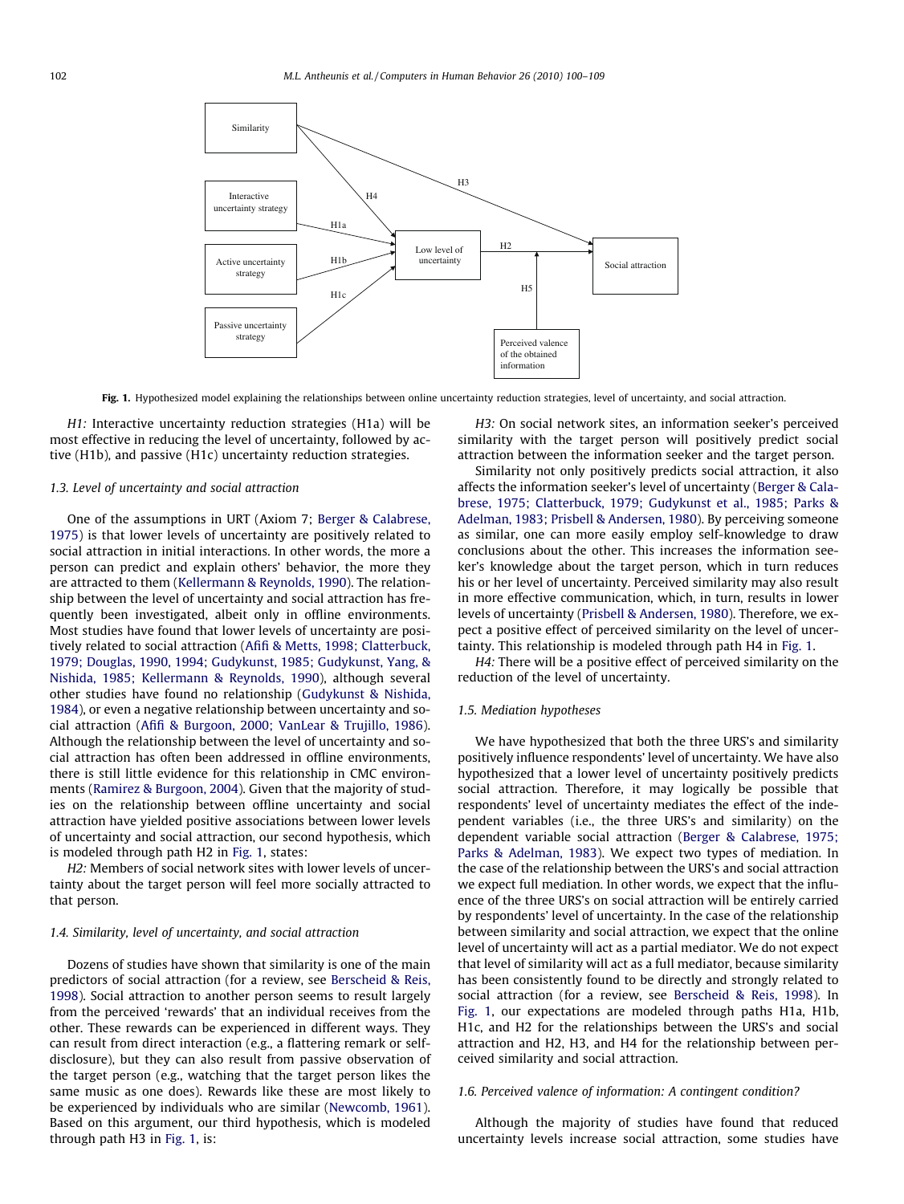Fig. 1. Hypothesized model explaining the relationships between online uncertainty reduction strategies, level of uncertainty, and social attraction.

*H1:* Interactive uncertainty reduction strategies (H1a) will be most effective in reducing the level of uncertainty, followed by active (H1b), and passive (H1c) uncertainty reduction strategies.

### 1.3. Level of uncertainty and social attraction

One of the assumptions in URT (Axiom 7; Berger & Calabrese, 1975) is that lower levels of uncertainty are positively related to social attraction in initial interactions. In other words, the more a person can predict and explain others' behavior, the more they are attracted to them (Kellermann & Reynolds, 1990). The relationship between the level of uncertainty and social attraction has frequently been investigated, albeit only in offline environments. Most studies have found that lower levels of uncertainty are positively related to social attraction (Afifi & Metts, 1998; Clatterbuck, 1979; Douglas, 1990, 1994; Gudykunst, 1985; Gudykunst, Yang, & Nishida, 1985; Kellermann & Reynolds, 1990), although several other studies have found no relationship (Gudykunst & Nishida, 1984), or even a negative relationship between uncertainty and social attraction (Afifi & Burgoon, 2000; VanLear & Trujillo, 1986). Although the relationship between the level of uncertainty and social attraction has often been addressed in offline environments, there is still little evidence for this relationship in CMC environments (Ramirez & Burgoon, 2004). Given that the majority of studies on the relationship between offline uncertainty and social attraction have yielded positive associations between lower levels of uncertainty and social attraction, our second hypothesis, which is modeled through path H2 in Fig. 1, states:

*H2:* Members of social network sites with lower levels of uncertainty about the target person will feel more socially attracted to that person.

### 1.4. Similarity, level of uncertainty, and social attraction

Dozens of studies have shown that similarity is one of the main predictors of social attraction (for a review, see Berscheid & Reis, 1998). Social attraction to another person seems to result largely from the perceived 'rewards' that an individual receives from the other. These rewards can be experienced in different ways. They can result from direct interaction (e.g., a flattering remark or self-disclosure), but they can also result from passive observation of the target person (e.g., watching that the target person likes the same music as one does). Rewards like these are most likely to be experienced by individuals who are similar (Newcomb, 1961). Based on this argument, our third hypothesis, which is modeled through path H3 in Fig. 1, is:

*H3:* On social network sites, an information seeker's perceived similarity with the target person will positively predict social attraction between the information seeker and the target person.

Similarity not only positively predicts social attraction, it also affects the information seeker's level of uncertainty (Berger & Calabrese, 1975; Clatterbuck, 1979; Gudykunst et al., 1985; Parks & Adelman, 1983; Prisbell & Andersen, 1980). By perceiving someone as similar, one can more easily employ self-knowledge to draw conclusions about the other. This increases the information seeker's knowledge about the target person, which in turn reduces his or her level of uncertainty. Perceived similarity may also result in more effective communication, which, in turn, results in lower levels of uncertainty (Prisbell & Andersen, 1980). Therefore, we expect a positive effect of perceived similarity on the level of uncertainty. This relationship is modeled through path H4 in Fig. 1.

*H4:* There will be a positive effect of perceived similarity on the reduction of the level of uncertainty.

### 1.5. Mediation hypotheses

We have hypothesized that both the three URS's and similarity positively influence respondents' level of uncertainty. We have also hypothesized that a lower level of uncertainty positively predicts social attraction. Therefore, it may logically be possible that respondents' level of uncertainty mediates the effect of the independent variables (i.e., the three URS's and similarity) on the dependent variable social attraction (Berger & Calabrese, 1975; Parks & Adelman, 1983). We expect two types of mediation. In the case of the relationship between the URS's and social attraction we expect full mediation. In other words, we expect that the influence of the three URS's on social attraction will be entirely carried by respondents' level of uncertainty. In the case of the relationship between similarity and social attraction, we expect that the online level of uncertainty will act as a partial mediator. We do not expect that level of similarity will act as a full mediator, because similarity has been consistently found to be directly and strongly related to social attraction (for a review, see Berscheid & Reis, 1998). In Fig. 1, our expectations are modeled through paths H1a, H1b, H1c, and H2 for the relationships between the URS's and social attraction and H2, H3, and H4 for the relationship between perceived similarity and social attraction.

### 1.6. Perceived valence of information: A contingent condition?

Although the majority of studies have found that reduced uncertainty levels increase social attraction, some studies have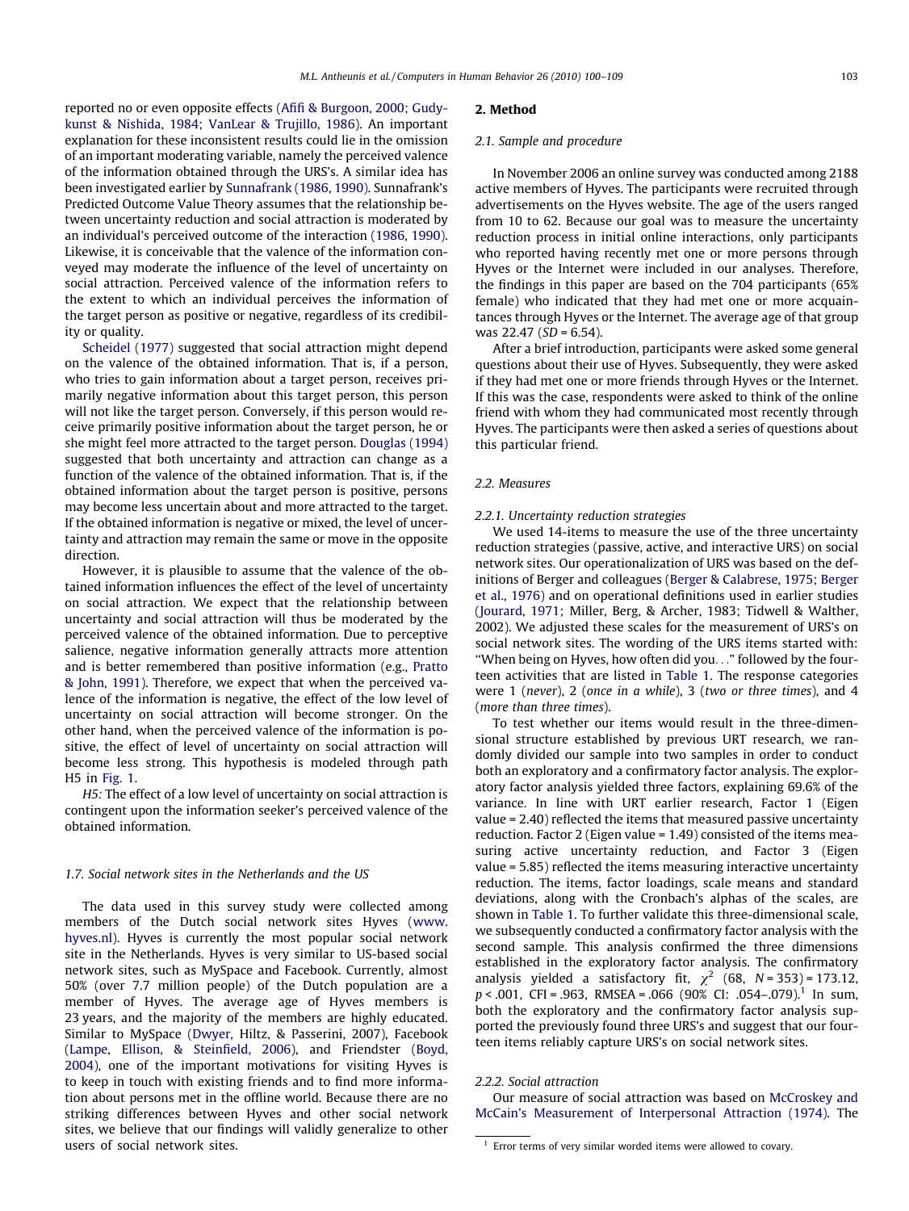reported no or even opposite effects (Afifi & Burgoon, 2000; Gudykunst & Nishida, 1984; VanLear & Trujillo, 1986). An important explanation for these inconsistent results could lie in the omission of an important moderating variable, namely the perceived valence of the information obtained through the URS's. A similar idea has been investigated earlier by Sunnafrank (1986, 1990). Sunnafrank's Predicted Outcome Value Theory assumes that the relationship between uncertainty reduction and social attraction is moderated by an individual's perceived outcome of the interaction (1986, 1990). Likewise, it is conceivable that the valence of the information conveyed may moderate the influence of the level of uncertainty on social attraction. Perceived valence of the information refers to the extent to which an individual perceives the information of the target person as positive or negative, regardless of its credibility or quality.

Scheidel (1977) suggested that social attraction might depend on the valence of the obtained information. That is, if a person, who tries to gain information about a target person, receives primarily negative information about this target person, this person will not like the target person. Conversely, if this person would receive primarily positive information about the target person, he or she might feel more attracted to the target person. Douglas (1994) suggested that both uncertainty and attraction can change as a function of the valence of the obtained information. That is, if the obtained information about the target person is positive, persons may become less uncertain about and more attracted to the target. If the obtained information is negative or mixed, the level of uncertainty and attraction may remain the same or move in the opposite direction.

However, it is plausible to assume that the valence of the obtained information influences the effect of the level of uncertainty on social attraction. We expect that the relationship between uncertainty and social attraction will thus be moderated by the perceived valence of the obtained information. Due to perceptive salience, negative information generally attracts more attention and is better remembered than positive information (e.g., Pratto & John, 1991). Therefore, we expect that when the perceived valence of the information is negative, the effect of the low level of uncertainty on social attraction will become stronger. On the other hand, when the perceived valence of the information is positive, the effect of level of uncertainty on social attraction will become less strong. This hypothesis is modeled through path H5 in Fig. 1.

*H5:* The effect of a low level of uncertainty on social attraction is contingent upon the information seeker's perceived valence of the obtained information.

### 1.7. Social network sites in the Netherlands and the US

The data used in this survey study were collected among members of the Dutch social network sites Hyves (www.hyves.nl). Hyves is currently the most popular social network site in the Netherlands. Hyves is very similar to US-based social network sites, such as MySpace and Facebook. Currently, almost 50% (over 7.7 million people) of the Dutch population are a member of Hyves. The average age of Hyves members is 23 years, and the majority of the members are highly educated. Similar to MySpace (Dwyer, Hiltz, & Passerini, 2007), Facebook (Lampe, Ellison, & Steinfield, 2006), and Friendster (Boyd, 2004), one of the important motivations for visiting Hyves is to keep in touch with existing friends and to find more information about persons met in the offline world. Because there are no striking differences between Hyves and other social network sites, we believe that our findings will validly generalize to other users of social network sites.

## 2. Method

### 2.1. Sample and procedure

In November 2006 an online survey was conducted among 2188 active members of Hyves. The participants were recruited through advertisements on the Hyves website. The age of the users ranged from 10 to 62. Because our goal was to measure the uncertainty reduction process in initial online interactions, only participants who reported having recently met one or more persons through Hyves or the Internet were included in our analyses. Therefore, the findings in this paper are based on the 704 participants (65% female) who indicated that they had met one or more acquaintances through Hyves or the Internet. The average age of that group was 22.47 ($SD$ = 6.54).

After a brief introduction, participants were asked some general questions about their use of Hyves. Subsequently, they were asked if they had met one or more friends through Hyves or the Internet. If this was the case, respondents were asked to think of the online friend with whom they had communicated most recently through Hyves. The participants were then asked a series of questions about this particular friend.

### 2.2. Measures

#### 2.2.1. Uncertainty reduction strategies

We used 14-items to measure the use of the three uncertainty reduction strategies (passive, active, and interactive URS) on social network sites. Our operationalization of URS was based on the definitions of Berger and colleagues (Berger & Calabrese, 1975; Berger et al., 1976) and on operational definitions used in earlier studies (Jourard, 1971; Miller, Berg, & Archer, 1983; Tidwell & Walther, 2002). We adjusted these scales for the measurement of URS's on social network sites. The wording of the URS items started with: "When being on Hyves, how often did you..." followed by the fourteen activities that are listed in Table 1. The response categories were 1 (*never*), 2 (*once in a while*), 3 (*two or three times*), and 4 (*more than three times*).

To test whether our items would result in the three-dimensional structure established by previous URT research, we randomly divided our sample into two samples in order to conduct both an exploratory and a confirmatory factor analysis. The exploratory factor analysis yielded three factors, explaining 69.6% of the variance. In line with URT earlier research, Factor 1 (Eigen value = 2.40) reflected the items that measured passive uncertainty reduction. Factor 2 (Eigen value = 1.49) consisted of the items measuring active uncertainty reduction, and Factor 3 (Eigen value = 5.85) reflected the items measuring interactive uncertainty reduction. The items, factor loadings, scale means and standard deviations, along with the Cronbach's alphas of the scales, are shown in Table 1. To further validate this three-dimensional scale, we subsequently conducted a confirmatory factor analysis with the second sample. This analysis confirmed the three dimensions established in the exploratory factor analysis. The confirmatory analysis yielded a satisfactory fit, $\chi^2$ (68, $N$ = 353) = 173.12, $p$ < .001, CFI = .963, RMSEA = .066 (90% CI: .054–.079).[1] In sum, both the exploratory and the confirmatory factor analysis supported the previously found three URS's and suggest that our fourteen items reliably capture URS's on social network sites.

#### 2.2.2. Social attraction

Our measure of social attraction was based on McCroskey and McCain's Measurement of Interpersonal Attraction (1974). The

[1] Error terms of very similar worded items were allowed to covary.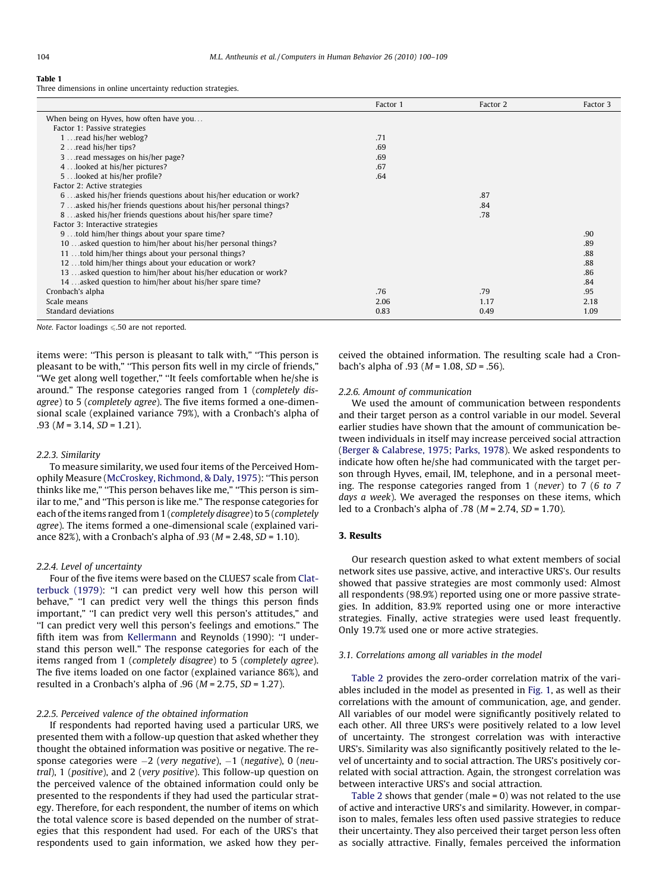**Table 1**
Three dimensions in online uncertainty reduction strategies.

| | Factor 1 | Factor 2 | Factor 3 |
|---|---|---|---|
| When being on Hyves, how often have you… | | | |
| Factor 1: Passive strategies | | | |
| 1 …read his/her weblog? | .71 | | |
| 2 …read his/her tips? | .69 | | |
| 3 …read messages on his/her page? | .69 | | |
| 4 …looked at his/her pictures? | .67 | | |
| 5 …looked at his/her profile? | .64 | | |
| Factor 2: Active strategies | | | |
| 6 …asked his/her friends questions about his/her education or work? | | .87 | |
| 7 …asked his/her friends questions about his/her personal things? | | .84 | |
| 8 …asked his/her friends questions about his/her spare time? | | .78 | |
| Factor 3: Interactive strategies | | | |
| 9 …told him/her things about your spare time? | | | .90 |
| 10 …asked question to him/her about his/her personal things? | | | .89 |
| 11 …told him/her things about your personal things? | | | .88 |
| 12 …told him/her things about your education or work? | | | .88 |
| 13 …asked question to him/her about his/her education or work? | | | .86 |
| 14 …asked question to him/her about his/her spare time? | | | .84 |
| Cronbach's alpha | .76 | .79 | .95 |
| Scale means | 2.06 | 1.17 | 2.18 |
| Standard deviations | 0.83 | 0.49 | 1.09 |

*Note.* Factor loadings ⩽.50 are not reported.

items were: "This person is pleasant to talk with," "This person is pleasant to be with," "This person fits well in my circle of friends," "We get along well together," "It feels comfortable when he/she is around." The response categories ranged from 1 (*completely disagree*) to 5 (*completely agree*). The five items formed a one-dimensional scale (explained variance 79%), with a Cronbach's alpha of .93 ($M$ = 3.14, $SD$ = 1.21).

### 2.2.3. Similarity

To measure similarity, we used four items of the Perceived Homophily Measure (McCroskey, Richmond, & Daly, 1975): "This person thinks like me," "This person behaves like me," "This person is similar to me," and "This person is like me." The response categories for each of the items ranged from 1 (*completely disagree*) to 5 (*completely agree*). The items formed a one-dimensional scale (explained variance 82%), with a Cronbach's alpha of .93 ($M$ = 2.48, $SD$ = 1.10).

### 2.2.4. Level of uncertainty

Four of the five items were based on the CLUES7 scale from Clatterbuck (1979): "I can predict very well how this person will behave," "I can predict very well the things this person finds important," "I can predict very well this person's attitudes," and "I can predict very well this person's feelings and emotions." The fifth item was from Kellermann and Reynolds (1990): "I understand this person well." The response categories for each of the items ranged from 1 (*completely disagree*) to 5 (*completely agree*). The five items loaded on one factor (explained variance 86%), and resulted in a Cronbach's alpha of .96 ($M$ = 2.75, $SD$ = 1.27).

### 2.2.5. Perceived valence of the obtained information

If respondents had reported having used a particular URS, we presented them with a follow-up question that asked whether they thought the obtained information was positive or negative. The response categories were −2 (*very negative*), −1 (*negative*), 0 (*neutral*), 1 (*positive*), and 2 (*very positive*). This follow-up question on the perceived valence of the obtained information could only be presented to the respondents if they had used the particular strategy. Therefore, for each respondent, the number of items on which the total valence score is based depended on the number of strategies that this respondent had used. For each of the URS's that respondents used to gain information, we asked how they perceived the obtained information. The resulting scale had a Cronbach's alpha of .93 ($M$ = 1.08, $SD$ = .56).

### 2.2.6. Amount of communication

We used the amount of communication between respondents and their target person as a control variable in our model. Several earlier studies have shown that the amount of communication between individuals in itself may increase perceived social attraction (Berger & Calabrese, 1975; Parks, 1978). We asked respondents to indicate how often he/she had communicated with the target person through Hyves, email, IM, telephone, and in a personal meeting. The response categories ranged from 1 (*never*) to 7 (*6 to 7 days a week*). We averaged the responses on these items, which led to a Cronbach's alpha of .78 ($M$ = 2.74, $SD$ = 1.70).

## 3. Results

Our research question asked to what extent members of social network sites use passive, active, and interactive URS's. Our results showed that passive strategies are most commonly used: Almost all respondents (98.9%) reported using one or more passive strategies. In addition, 83.9% reported using one or more interactive strategies. Finally, active strategies were used least frequently. Only 19.7% used one or more active strategies.

### 3.1. Correlations among all variables in the model

Table 2 provides the zero-order correlation matrix of the variables included in the model as presented in Fig. 1, as well as their correlations with the amount of communication, age, and gender. All variables of our model were significantly positively related to each other. All three URS's were positively related to a low level of uncertainty. The strongest correlation was with interactive URS's. Similarity was also significantly positively related to the level of uncertainty and to social attraction. The URS's positively correlated with social attraction. Again, the strongest correlation was between interactive URS's and social attraction.

Table 2 shows that gender (male = 0) was not related to the use of active and interactive URS's and similarity. However, in comparison to males, females less often used passive strategies to reduce their uncertainty. They also perceived their target person less often as socially attractive. Finally, females perceived the information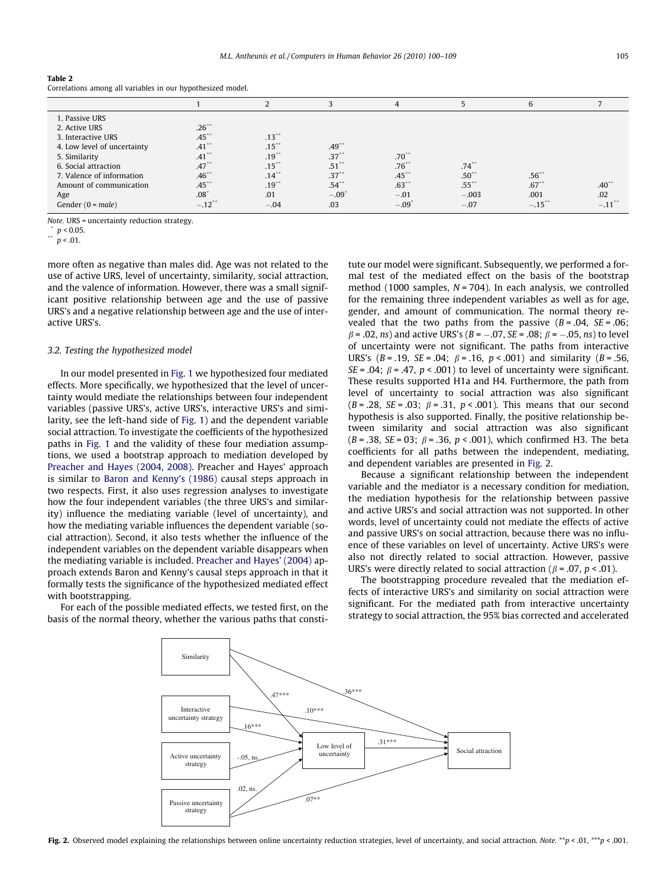**Table 2**
Correlations among all variables in our hypothesized model.

| | 1 | 2 | 3 | 4 | 5 | 6 | 7 |
|---|---|---|---|---|---|---|---|
| 1. Passive URS | | | | | | | |
| 2. Active URS | .26** | | | | | | |
| 3. Interactive URS | .45** | .13** | | | | | |
| 4. Low level of uncertainty | .41** | .15** | .49** | | | | |
| 5. Similarity | .41** | .19** | .37** | .70** | | | |
| 6. Social attraction | .47** | .15** | .51** | .76** | .74** | | |
| 7. Valence of information | .46** | .14** | .37** | .45** | .50** | .56** | |
| Amount of communication | .45** | .19** | .54** | .63** | .55** | .67** | .40** |
| Age | .08* | .01 | −.09* | −.01 | −.003 | .001 | .02 |
| Gender (0 = *male*) | −.12** | −.04 | .03 | −.09* | −.07 | −.15** | −.11** |

*Note.* URS = uncertainty reduction strategy.
* $p < 0.05$.
** $p < .01$.

more often as negative than males did. Age was not related to the use of active URS, level of uncertainty, similarity, social attraction, and the valence of information. However, there was a small significant positive relationship between age and the use of passive URS's and a negative relationship between age and the use of interactive URS's.

### 3.2. Testing the hypothesized model

In our model presented in Fig. 1 we hypothesized four mediated effects. More specifically, we hypothesized that the level of uncertainty would mediate the relationships between four independent variables (passive URS's, active URS's, interactive URS's and similarity, see the left-hand side of Fig. 1) and the dependent variable social attraction. To investigate the coefficients of the hypothesized paths in Fig. 1 and the validity of these four mediation assumptions, we used a bootstrap approach to mediation developed by Preacher and Hayes (2004, 2008). Preacher and Hayes' approach is similar to Baron and Kenny's (1986) causal steps approach in two respects. First, it also uses regression analyses to investigate how the four independent variables (the three URS's and similarity) influence the mediating variable (level of uncertainty), and how the mediating variable influences the dependent variable (social attraction). Second, it also tests whether the influence of the independent variables on the dependent variable disappears when the mediating variable is included. Preacher and Hayes' (2004) approach extends Baron and Kenny's causal steps approach in that it formally tests the significance of the hypothesized mediated effect with bootstrapping.

For each of the possible mediated effects, we tested first, on the basis of the normal theory, whether the various paths that constitute our model were significant. Subsequently, we performed a formal test of the mediated effect on the basis of the bootstrap method (1000 samples, $N = 704$). In each analysis, we controlled for the remaining three independent variables as well as for age, gender, and amount of communication. The normal theory revealed that the two paths from the passive ($B = .04$, $SE = .06$; $\beta = .02$, *ns*) and active URS's ($B = -.07$, $SE = .08$; $\beta = -.05$, *ns*) to level of uncertainty were not significant. The paths from interactive URS's ($B = .19$, $SE = .04$; $\beta = .16$, $p < .001$) and similarity ($B = .56$, $SE = .04$; $\beta = .47$, $p < .001$) to level of uncertainty were significant. These results supported H1a and H4. Furthermore, the path from level of uncertainty to social attraction was also significant ($B = .28$, $SE = .03$; $\beta = .31$, $p < .001$). This means that our second hypothesis is also supported. Finally, the positive relationship between similarity and social attraction was also significant ($B = .38$, $SE = 03$; $\beta = .36$, $p < .001$), which confirmed H3. The beta coefficients for all paths between the independent, mediating, and dependent variables are presented in Fig. 2.

Because a significant relationship between the independent variable and the mediator is a necessary condition for mediation, the mediation hypothesis for the relationship between passive and active URS's and social attraction was not supported. In other words, level of uncertainty could not mediate the effects of active and passive URS's on social attraction, because there was no influence of these variables on level of uncertainty. Active URS's were also not directly related to social attraction. However, passive URS's were directly related to social attraction ($\beta = .07$, $p < .01$).

The bootstrapping procedure revealed that the mediation effects of interactive URS's and similarity on social attraction were significant. For the mediated path from interactive uncertainty strategy to social attraction, the 95% bias corrected and accelerated

**Fig. 2.** Observed model explaining the relationships between online uncertainty reduction strategies, level of uncertainty, and social attraction. *Note.* $^{**}p < .01$, $^{***}p < .001$.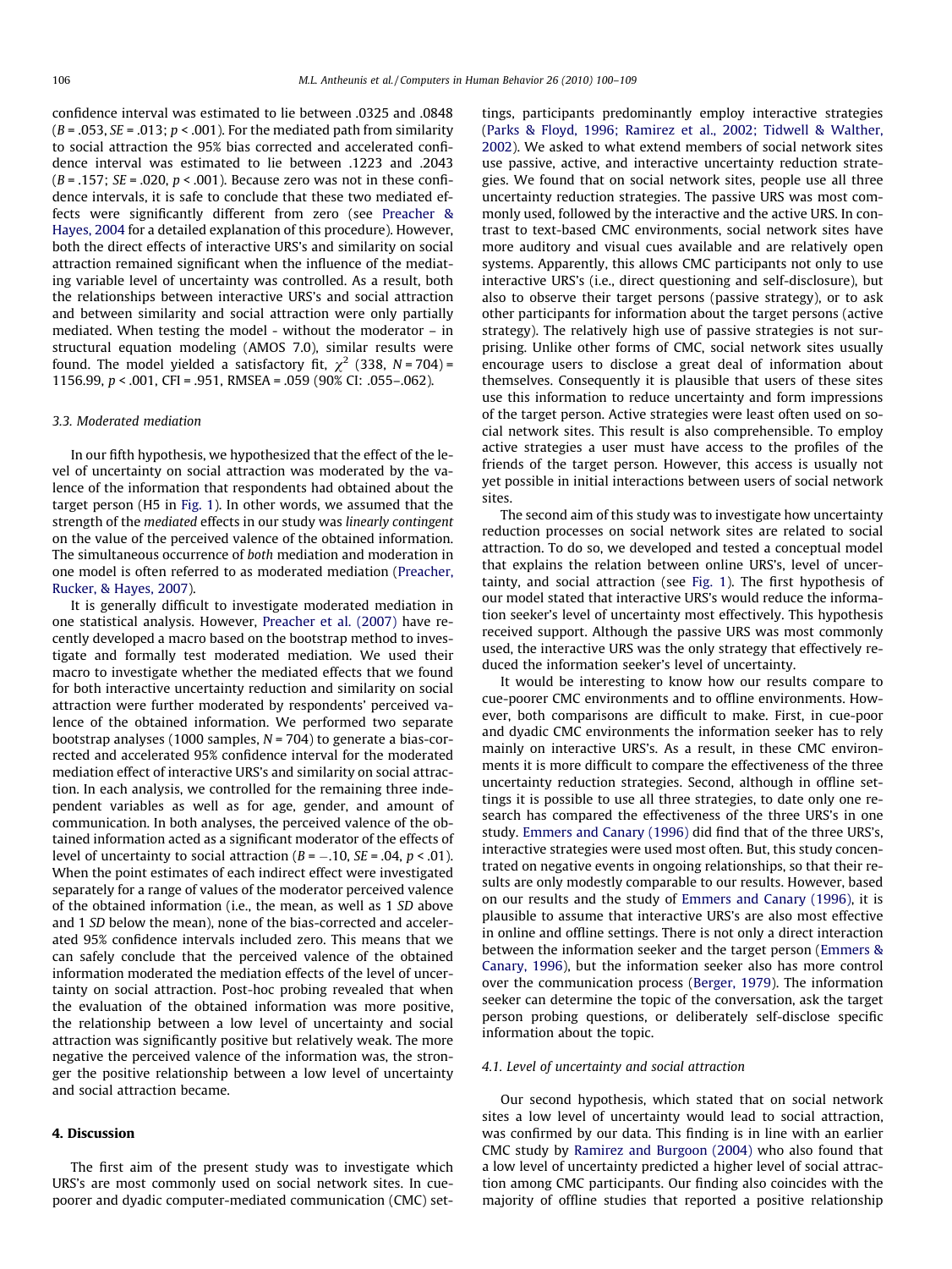confidence interval was estimated to lie between .0325 and .0848 ($B = .053$, $SE = .013$; $p < .001$). For the mediated path from similarity to social attraction the 95% bias corrected and accelerated confidence interval was estimated to lie between .1223 and .2043 ($B = .157$; $SE = .020$, $p < .001$). Because zero was not in these confidence intervals, it is safe to conclude that these two mediated effects were significantly different from zero (see Preacher & Hayes, 2004 for a detailed explanation of this procedure). However, both the direct effects of interactive URS's and similarity on social attraction remained significant when the influence of the mediating variable level of uncertainty was controlled. As a result, both the relationships between interactive URS's and social attraction and between similarity and social attraction were only partially mediated. When testing the model - without the moderator – in structural equation modeling (AMOS 7.0), similar results were found. The model yielded a satisfactory fit, $\chi^2$ (338, $N = 704$) = 1156.99, $p < .001$, CFI = .951, RMSEA = .059 (90% CI: .055–.062).

### 3.3. Moderated mediation

In our fifth hypothesis, we hypothesized that the effect of the level of uncertainty on social attraction was moderated by the valence of the information that respondents had obtained about the target person (H5 in Fig. 1). In other words, we assumed that the strength of the *mediated* effects in our study was *linearly contingent* on the value of the perceived valence of the obtained information. The simultaneous occurrence of *both* mediation and moderation in one model is often referred to as moderated mediation (Preacher, Rucker, & Hayes, 2007).

It is generally difficult to investigate moderated mediation in one statistical analysis. However, Preacher et al. (2007) have recently developed a macro based on the bootstrap method to investigate and formally test moderated mediation. We used their macro to investigate whether the mediated effects that we found for both interactive uncertainty reduction and similarity on social attraction were further moderated by respondents' perceived valence of the obtained information. We performed two separate bootstrap analyses (1000 samples, $N = 704$) to generate a bias-corrected and accelerated 95% confidence interval for the moderated mediation effect of interactive URS's and similarity on social attraction. In each analysis, we controlled for the remaining three independent variables as well as for age, gender, and amount of communication. In both analyses, the perceived valence of the obtained information acted as a significant moderator of the effects of level of uncertainty to social attraction ($B = -.10$, $SE = .04$, $p < .01$). When the point estimates of each indirect effect were investigated separately for a range of values of the moderator perceived valence of the obtained information (i.e., the mean, as well as 1 *SD* above and 1 *SD* below the mean), none of the bias-corrected and accelerated 95% confidence intervals included zero. This means that we can safely conclude that the perceived valence of the obtained information moderated the mediation effects of the level of uncertainty on social attraction. Post-hoc probing revealed that when the evaluation of the obtained information was more positive, the relationship between a low level of uncertainty and social attraction was significantly positive but relatively weak. The more negative the perceived valence of the information was, the stronger the positive relationship between a low level of uncertainty and social attraction became.

## 4. Discussion

The first aim of the present study was to investigate which URS's are most commonly used on social network sites. In cue-poorer and dyadic computer-mediated communication (CMC) settings, participants predominantly employ interactive strategies (Parks & Floyd, 1996; Ramirez et al., 2002; Tidwell & Walther, 2002). We asked to what extend members of social network sites use passive, active, and interactive uncertainty reduction strategies. We found that on social network sites, people use all three uncertainty reduction strategies. The passive URS was most commonly used, followed by the interactive and the active URS. In contrast to text-based CMC environments, social network sites have more auditory and visual cues available and are relatively open systems. Apparently, this allows CMC participants not only to use interactive URS's (i.e., direct questioning and self-disclosure), but also to observe their target persons (passive strategy), or to ask other participants for information about the target persons (active strategy). The relatively high use of passive strategies is not surprising. Unlike other forms of CMC, social network sites usually encourage users to disclose a great deal of information about themselves. Consequently it is plausible that users of these sites use this information to reduce uncertainty and form impressions of the target person. Active strategies were least often used on social network sites. This result is also comprehensible. To employ active strategies a user must have access to the profiles of the friends of the target person. However, this access is usually not yet possible in initial interactions between users of social network sites.

The second aim of this study was to investigate how uncertainty reduction processes on social network sites are related to social attraction. To do so, we developed and tested a conceptual model that explains the relation between online URS's, level of uncertainty, and social attraction (see Fig. 1). The first hypothesis of our model stated that interactive URS's would reduce the information seeker's level of uncertainty most effectively. This hypothesis received support. Although the passive URS was most commonly used, the interactive URS was the only strategy that effectively reduced the information seeker's level of uncertainty.

It would be interesting to know how our results compare to cue-poorer CMC environments and to offline environments. However, both comparisons are difficult to make. First, in cue-poor and dyadic CMC environments the information seeker has to rely mainly on interactive URS's. As a result, in these CMC environments it is more difficult to compare the effectiveness of the three uncertainty reduction strategies. Second, although in offline settings it is possible to use all three strategies, to date only one research has compared the effectiveness of the three URS's in one study. Emmers and Canary (1996) did find that of the three URS's, interactive strategies were used most often. But, this study concentrated on negative events in ongoing relationships, so that their results are only modestly comparable to our results. However, based on our results and the study of Emmers and Canary (1996), it is plausible to assume that interactive URS's are also most effective in online and offline settings. There is not only a direct interaction between the information seeker and the target person (Emmers & Canary, 1996), but the information seeker also has more control over the communication process (Berger, 1979). The information seeker can determine the topic of the conversation, ask the target person probing questions, or deliberately self-disclose specific information about the topic.

### 4.1. Level of uncertainty and social attraction

Our second hypothesis, which stated that on social network sites a low level of uncertainty would lead to social attraction, was confirmed by our data. This finding is in line with an earlier CMC study by Ramirez and Burgoon (2004) who also found that a low level of uncertainty predicted a higher level of social attraction among CMC participants. Our finding also coincides with the majority of offline studies that reported a positive relationship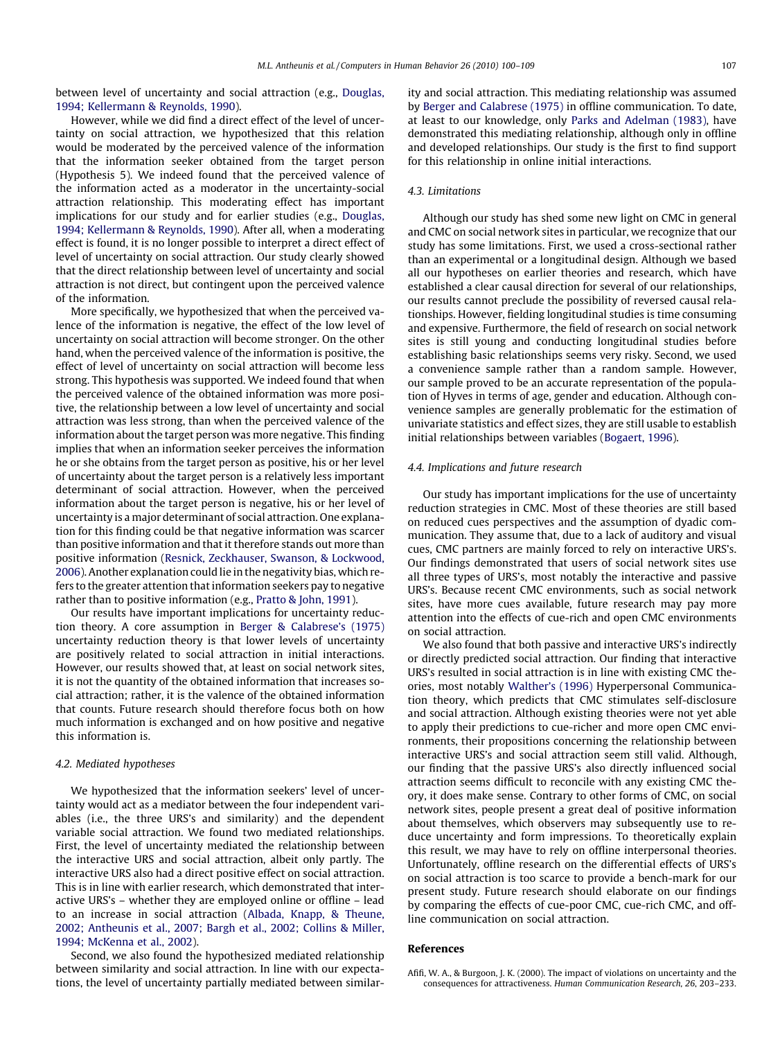between level of uncertainty and social attraction (e.g., Douglas, 1994; Kellermann & Reynolds, 1990).

However, while we did find a direct effect of the level of uncertainty on social attraction, we hypothesized that this relation would be moderated by the perceived valence of the information that the information seeker obtained from the target person (Hypothesis 5). We indeed found that the perceived valence of the information acted as a moderator in the uncertainty-social attraction relationship. This moderating effect has important implications for our study and for earlier studies (e.g., Douglas, 1994; Kellermann & Reynolds, 1990). After all, when a moderating effect is found, it is no longer possible to interpret a direct effect of level of uncertainty on social attraction. Our study clearly showed that the direct relationship between level of uncertainty and social attraction is not direct, but contingent upon the perceived valence of the information.

More specifically, we hypothesized that when the perceived valence of the information is negative, the effect of the low level of uncertainty on social attraction will become stronger. On the other hand, when the perceived valence of the information is positive, the effect of level of uncertainty on social attraction will become less strong. This hypothesis was supported. We indeed found that when the perceived valence of the obtained information was more positive, the relationship between a low level of uncertainty and social attraction was less strong, than when the perceived valence of the information about the target person was more negative. This finding implies that when an information seeker perceives the information he or she obtains from the target person as positive, his or her level of uncertainty about the target person is a relatively less important determinant of social attraction. However, when the perceived information about the target person is negative, his or her level of uncertainty is a major determinant of social attraction. One explanation for this finding could be that negative information was scarcer than positive information and that it therefore stands out more than positive information (Resnick, Zeckhauser, Swanson, & Lockwood, 2006). Another explanation could lie in the negativity bias, which refers to the greater attention that information seekers pay to negative rather than to positive information (e.g., Pratto & John, 1991).

Our results have important implications for uncertainty reduction theory. A core assumption in Berger & Calabrese's (1975) uncertainty reduction theory is that lower levels of uncertainty are positively related to social attraction in initial interactions. However, our results showed that, at least on social network sites, it is not the quantity of the obtained information that increases social attraction; rather, it is the valence of the obtained information that counts. Future research should therefore focus both on how much information is exchanged and on how positive and negative this information is.

### 4.2. Mediated hypotheses

We hypothesized that the information seekers' level of uncertainty would act as a mediator between the four independent variables (i.e., the three URS's and similarity) and the dependent variable social attraction. We found two mediated relationships. First, the level of uncertainty mediated the relationship between the interactive URS and social attraction, albeit only partly. The interactive URS also had a direct positive effect on social attraction. This is in line with earlier research, which demonstrated that interactive URS's – whether they are employed online or offline – lead to an increase in social attraction (Albada, Knapp, & Theune, 2002; Antheunis et al., 2007; Bargh et al., 2002; Collins & Miller, 1994; McKenna et al., 2002).

Second, we also found the hypothesized mediated relationship between similarity and social attraction. In line with our expectations, the level of uncertainty partially mediated between similarity and social attraction. This mediating relationship was assumed by Berger and Calabrese (1975) in offline communication. To date, at least to our knowledge, only Parks and Adelman (1983), have demonstrated this mediating relationship, although only in offline and developed relationships. Our study is the first to find support for this relationship in online initial interactions.

### 4.3. Limitations

Although our study has shed some new light on CMC in general and CMC on social network sites in particular, we recognize that our study has some limitations. First, we used a cross-sectional rather than an experimental or a longitudinal design. Although we based all our hypotheses on earlier theories and research, which have established a clear causal direction for several of our relationships, our results cannot preclude the possibility of reversed causal relationships. However, fielding longitudinal studies is time consuming and expensive. Furthermore, the field of research on social network sites is still young and conducting longitudinal studies before establishing basic relationships seems very risky. Second, we used a convenience sample rather than a random sample. However, our sample proved to be an accurate representation of the population of Hyves in terms of age, gender and education. Although convenience samples are generally problematic for the estimation of univariate statistics and effect sizes, they are still usable to establish initial relationships between variables (Bogaert, 1996).

### 4.4. Implications and future research

Our study has important implications for the use of uncertainty reduction strategies in CMC. Most of these theories are still based on reduced cues perspectives and the assumption of dyadic communication. They assume that, due to a lack of auditory and visual cues, CMC partners are mainly forced to rely on interactive URS's. Our findings demonstrated that users of social network sites use all three types of URS's, most notably the interactive and passive URS's. Because recent CMC environments, such as social network sites, have more cues available, future research may pay more attention into the effects of cue-rich and open CMC environments on social attraction.

We also found that both passive and interactive URS's indirectly or directly predicted social attraction. Our finding that interactive URS's resulted in social attraction is in line with existing CMC theories, most notably Walther's (1996) Hyperpersonal Communication theory, which predicts that CMC stimulates self-disclosure and social attraction. Although existing theories were not yet able to apply their predictions to cue-richer and more open CMC environments, their propositions concerning the relationship between interactive URS's and social attraction seem still valid. Although, our finding that the passive URS's also directly influenced social attraction seems difficult to reconcile with any existing CMC theory, it does make sense. Contrary to other forms of CMC, on social network sites, people present a great deal of positive information about themselves, which observers may subsequently use to reduce uncertainty and form impressions. To theoretically explain this result, we may have to rely on offline interpersonal theories. Unfortunately, offline research on the differential effects of URS's on social attraction is too scarce to provide a bench-mark for our present study. Future research should elaborate on our findings by comparing the effects of cue-poor CMC, cue-rich CMC, and offline communication on social attraction.

## References

Afifi, W. A., & Burgoon, J. K. (2000). The impact of violations on uncertainty and the consequences for attractiveness. *Human Communication Research, 26*, 203–233.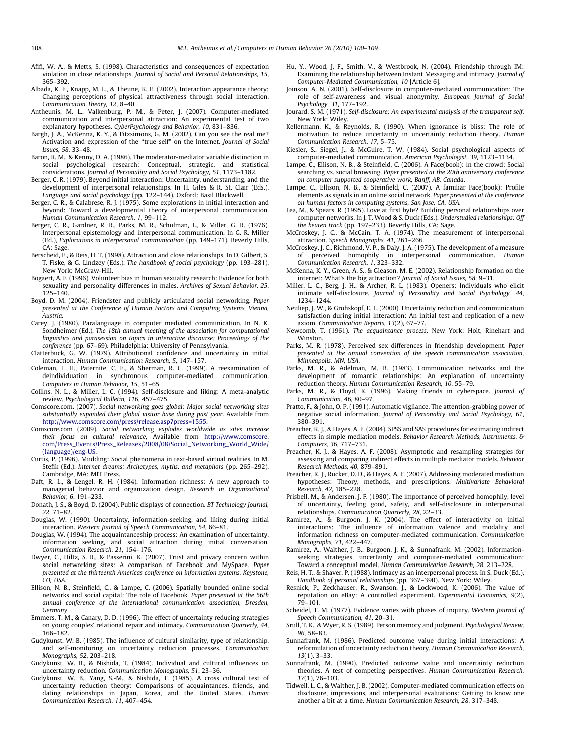Afifi, W. A., & Metts, S. (1998). Characteristics and consequences of expectation violation in close relationships. *Journal of Social and Personal Relationships, 15*, 365–392.

Albada, K. F., Knapp, M. L., & Theune, K. E. (2002). Interaction appearance theory: Changing perceptions of physical attractiveness through social interaction. *Communication Theory, 12*, 8–40.

Antheunis, M. L., Valkenburg, P. M., & Peter, J. (2007). Computer-mediated communication and interpersonal attraction: An experimental test of two explanatory hypotheses. *CyberPsychology and Behavior, 10*, 831–836.

Bargh, J. A., McKenna, K. Y., & Fitzsimons, G. M. (2002). Can you see the real me? Activation and expression of the "true self" on the Internet. *Journal of Social Issues, 58*, 33–48.

Baron, R. M., & Kenny, D. A. (1986). The moderator-mediator variable distinction in social psychological research: Conceptual, strategic, and statistical considerations. *Journal of Personality and Social Psychology, 51*, 1173–1182.

Berger, C. R. (1979). Beyond initial interaction: Uncertainty, understanding, and the development of interpersonal relationships. In H. Giles & R. St. Clair (Eds.), *Language and social psychology* (pp. 122–144). Oxford: Basil Blackwell.

Berger, C. R., & Calabrese, R. J. (1975). Some explorations in initial interaction and beyond: Toward a developmental theory of interpersonal communication. *Human Communication Research, 1*, 99–112.

Berger, C. R., Gardner, R. R., Parks, M. R., Schulman, L., & Miller, G. R. (1976). Interpersonal epistemology and interpersonal communication. In G. R. Miller (Ed.), *Explorations in interpersonal communication* (pp. 149–171). Beverly Hills, CA: Sage.

Berscheid, E., & Reis, H. T. (1998). Attraction and close relationships. In D. Gilbert, S. T. Fiske, & G. Lindzey (Eds.), *The handbook of social psychology* (pp. 193–281). New York: McGraw-Hill.

Bogaert, A. F. (1996). Volunteer bias in human sexuality research: Evidence for both sexuality and personality differences in males. *Archives of Sexual Behavior, 25*, 125–140.

Boyd, D. M. (2004). Friendster and publicly articulated social networking. *Paper presented at the Conference of Human Factors and Computing Systems, Vienna, Austria.*

Carey, J. (1980). Paralanguage in computer mediated communication. In N. K. Sondheimer (Ed.), *The 18th annual meeting of the association for computational linguistics and parasession on topics in interactive discourse: Proceedings of the conference* (pp. 67–69). Philadelphia: University of Pennsylvania.

Clatterbuck, G. W. (1979). Attributional confidence and uncertainty in initial interaction. *Human Communication Research, 5*, 147–157.

Coleman, L. H., Paternite, C. E., & Sherman, R. C. (1999). A reexamination of deindividuation in synchronous computer-mediated communication. *Computers in Human Behavior, 15*, 51–65.

Collins, N. L., & Miller, L. C. (1994). Self-disclosure and liking: A meta-analytic review. *Psychological Bulletin, 116*, 457–475.

Comscore.com. (2007). *Social networking goes global: Major social networking sites substantially expanded their global visitor base during past year*. Available from http://www.comscore.com/press/release.asp?press=1555.

Comscore.com (2009). *Social networking explodes worldwide as sites increase their focus on cultural relevance*, Available from http://www.comscore.com/Press_Events/Press_Releases/2008/08/Social_Networking_World_Wide/(language)/eng-US.

Curtis, P. (1996). Mudding: Social phenomena in text-based virtual realities. In M. Stefik (Ed.), *Internet dreams: Archetypes, myths, and metaphors* (pp. 265–292). Cambridge, MA: MIT Press.

Daft, R. L., & Lengel, R. H. (1984). Information richness: A new approach to managerial behavior and organization design. *Research in Organizational Behavior, 6*, 191–233.

Donath, J. S., & Boyd, D. (2004). Public displays of connection. *BT Technology Journal, 22*, 71–82.

Douglas, W. (1990). Uncertainty, information-seeking, and liking during initial interaction. *Western Journal of Speech Communication, 54*, 66–81.

Douglas, W. (1994). The acquaintanceship process: An examination of uncertainty, information seeking, and social attraction during initial conversation. *Communication Research, 21*, 154–176.

Dwyer, C., Hiltz, S. R., & Passerini, K. (2007). Trust and privacy concern within social networking sites: A comparison of Facebook and MySpace. *Paper presented at the thirteenth Americas conference on information systems, Keystone, CO, USA.*

Ellison, N. B., Steinfield, C., & Lampe, C. (2006). Spatially bounded online social networks and social capital: The role of Facebook. *Paper presented at the 56th annual conference of the international communication association, Dresden, Germany.*

Emmers, T. M., & Canary, D. D. (1996). The effect of uncertainty reducing strategies on young couples' relational repair and intimacy. *Communication Quarterly, 44*, 166–182.

Gudykunst, W. B. (1985). The influence of cultural similarity, type of relationship, and self-monitoring on uncertainty reduction processes. *Communication Monographs, 52*, 203–218.

Gudykunst, W. B., & Nishida, T. (1984). Individual and cultural influences on uncertainty reduction. *Communication Monographs, 51*, 23–36.

Gudykunst, W. B., Yang, S.-M., & Nishida, T. (1985). A cross cultural test of uncertainty reduction theory: Comparisons of acquaintances, friends, and dating relationships in Japan, Korea, and the United States. *Human Communication Research, 11*, 407–454.

Hu, Y., Wood, J. F., Smith, V., & Westbrook, N. (2004). Friendship through IM: Examining the relationship between Instant Messaging and intimacy. *Journal of Computer-Mediated Communication, 10* [Article 6].

Joinson, A. N. (2001). Self-disclosure in computer-mediated communication: The role of self-awareness and visual anonymity. *European Journal of Social Psychology, 31*, 177–192.

Jourard, S. M. (1971). *Self-disclosure: An experimental analysis of the transparent self*. New York: Wiley.

Kellermann, K., & Reynolds, R. (1990). When ignorance is bliss: The role of motivation to reduce uncertainty in uncertainty reduction theory. *Human Communication Research, 17*, 5–75.

Kiesler, S., Siegel, J., & McGuire, T. W. (1984). Social psychological aspects of computer-mediated communication. *American Psychologist, 39*, 1123–1134.

Lampe, C., Ellison, N. B., & Steinfield, C. (2006). A Face(book): in the crowd: Social searching vs. social browsing. *Paper presented at the 20th anniversary conference on computer supported cooperative work, Banff, AB, Canada.*

Lampe, C., Ellison, N. B., & Steinfield, C. (2007). A familiar Face(book): Profile elements as signals in an online social network. *Paper presented at the conference on human factors in computing systems, San Jose, CA, USA.*

Lea, M., & Spears, R. (1995). Love at first byte? Building personal relationships over computer networks. In J. T. Wood & S. Duck (Eds.), *Understudied relationships: Off the beaten track* (pp. 197–233). Beverly Hills, CA: Sage.

McCroskey, J. C., & McCain, T. A. (1974). The measurement of interpersonal attraction. *Speech Monographs, 41*, 261–266.

McCroskey, J. C., Richmond, V. P., & Daly, J. A. (1975). The development of a measure of perceived homophily in interpersonal communication. *Human Communication Research, 1*, 323–332.

McKenna, K. Y., Green, A. S., & Gleason, M. E. (2002). Relationship formation on the internet: What's the big attraction? *Journal of Social Issues, 58*, 9–31.

Miller, L. C., Berg, J. H., & Archer, R. L. (1983). Openers: Individuals who elicit intimate self-disclosure. *Journal of Personality and Social Psychology, 44*, 1234–1244.

Neuliep, J. W., & Grohskopf, E. L. (2000). Uncertainty reduction and communication satisfaction during initial interaction: An initial test and replication of a new axiom. *Communication Reports, 13*(2), 67–77.

Newcomb, T. (1961). *The acquaintance process*. New York: Holt, Rinehart and Winston.

Parks, M. R. (1978). Perceived sex differences in friendship development. *Paper presented at the annual convention of the speech communication association, Minneapolis, MN, USA.*

Parks, M. R., & Adelman, M. B. (1983). Communication networks and the development of romantic relationships: An explanation of uncertainty reduction theory. *Human Communication Research, 10*, 55–79.

Parks, M. R., & Floyd, K. (1996). Making friends in cyberspace. *Journal of Communication, 46*, 80–97.

Pratto, F., & John, O. P. (1991). Automatic vigilance. The attention-grabbing power of negative social information. *Journal of Personality and Social Psychology, 61*, 380–391.

Preacher, K. J., & Hayes, A. F. (2004). SPSS and SAS procedures for estimating indirect effects in simple mediation models. *Behavior Research Methods, Instruments, & Computers, 36*, 717–731.

Preacher, K. J., & Hayes, A. F. (2008). Asymptotic and resampling strategies for assessing and comparing indirect effects in multiple mediator models. *Behavior Research Methods, 40*, 879–891.

Preacher, K. J., Rucker, D. D., & Hayes, A. F. (2007). Addressing moderated mediation hypotheses: Theory, methods, and prescriptions. *Multivariate Behavioral Research, 42*, 185–228.

Prisbell, M., & Andersen, J. F. (1980). The importance of perceived homophily, level of uncertainty, feeling good, safety, and self-disclosure in interpersonal relationships. *Communication Quarterly, 28*, 22–33.

Ramirez, A., & Burgoon, J. K. (2004). The effect of interactivity on initial interactions: The influence of information valence and modality and information richness on computer-mediated communication. *Communication Monographs, 71*, 422–447.

Ramirez, A., Walther, J. B., Burgoon, J. K., & Sunnafrank, M. (2002). Information-seeking strategies, uncertainty and computer-mediated communication: Toward a conceptual model. *Human Communication Research, 28*, 213–228.

Reis, H. T., & Shaver, P. (1988). Intimacy as an interpersonal process. In S. Duck (Ed.), *Handbook of personal relationships* (pp. 367–390). New York: Wiley.

Resnick, P., Zeckhauser, R., Swanson, J., & Lockwood, K. (2006). The value of reputation on eBay: A controlled experiment. *Experimental Economics, 9*(2), 79–101.

Scheidel, T. M. (1977). Evidence varies with phases of inquiry. *Western Journal of Speech Communication, 41*, 20–31.

Srull, T. K., & Wyer, R. S. (1989). Person memory and judgment. *Psychological Review, 96*, 58–83.

Sunnafrank, M. (1986). Predicted outcome value during initial interactions: A reformulation of uncertainty reduction theory. *Human Communication Research, 13*(1), 3–33.

Sunnafrank, M. (1990). Predicted outcome value and uncertainty reduction theories. A test of competing perspectives. *Human Communication Research, 17*(1), 76–103.

Tidwell, L. C., & Walther, J. B. (2002). Computer-mediated communication effects on disclosure, impressions, and interpersonal evaluations: Getting to know one another a bit at a time. *Human Communication Research, 28*, 317–348.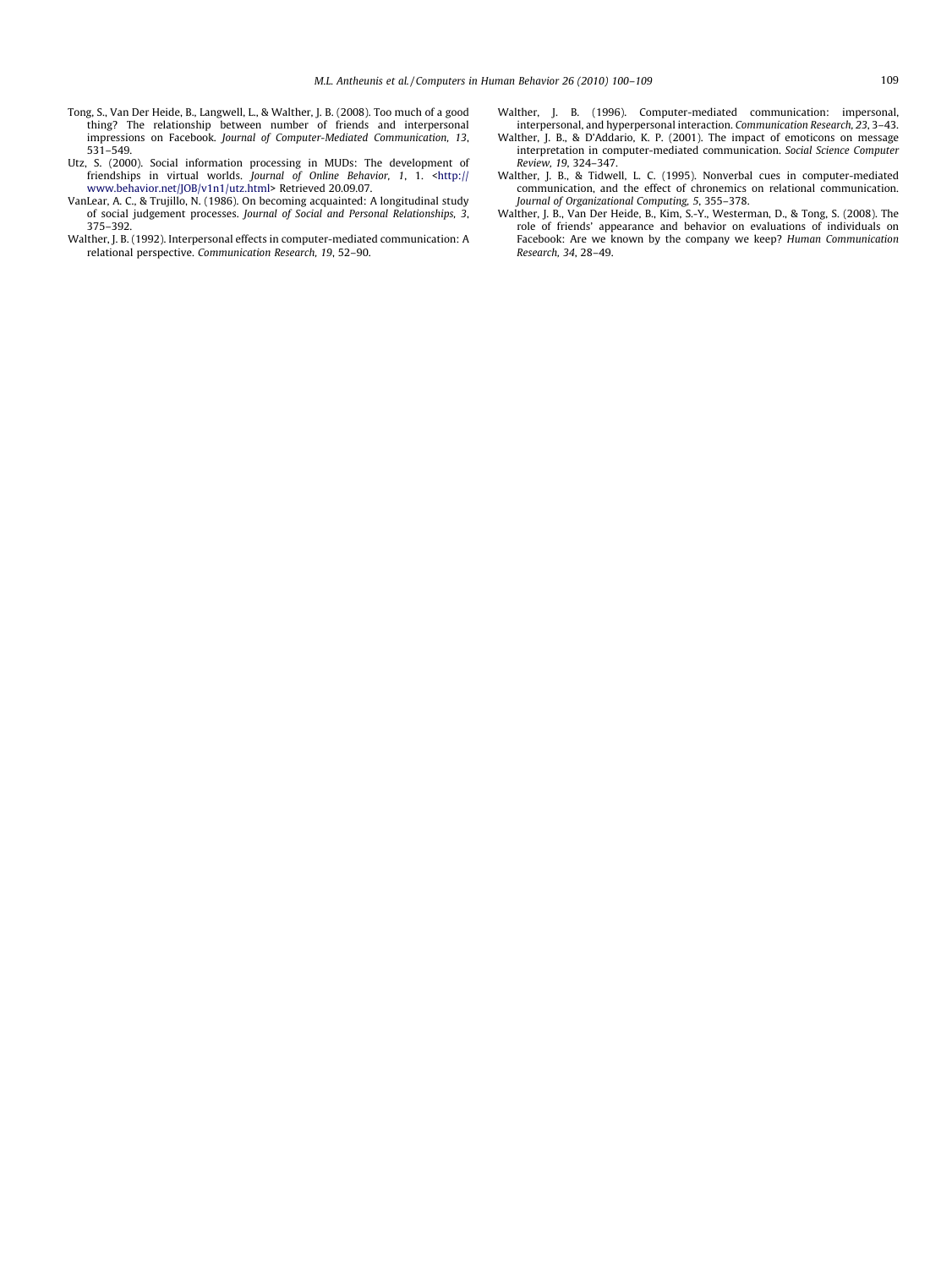Tong, S., Van Der Heide, B., Langwell, L., & Walther, J. B. (2008). Too much of a good thing? The relationship between number of friends and interpersonal impressions on Facebook. *Journal of Computer-Mediated Communication, 13*, 531–549.

Utz, S. (2000). Social information processing in MUDs: The development of friendships in virtual worlds. *Journal of Online Behavior, 1*, 1. <http://www.behavior.net/JOB/v1n1/utz.html> Retrieved 20.09.07.

VanLear, A. C., & Trujillo, N. (1986). On becoming acquainted: A longitudinal study of social judgement processes. *Journal of Social and Personal Relationships, 3*, 375–392.

Walther, J. B. (1992). Interpersonal effects in computer-mediated communication: A relational perspective. *Communication Research, 19*, 52–90.

Walther, J. B. (1996). Computer-mediated communication: impersonal, interpersonal, and hyperpersonal interaction. *Communication Research, 23*, 3–43.

Walther, J. B., & D'Addario, K. P. (2001). The impact of emoticons on message interpretation in computer-mediated communication. *Social Science Computer Review, 19*, 324–347.

Walther, J. B., & Tidwell, L. C. (1995). Nonverbal cues in computer-mediated communication, and the effect of chronemics on relational communication. *Journal of Organizational Computing, 5*, 355–378.

Walther, J. B., Van Der Heide, B., Kim, S.-Y., Westerman, D., & Tong, S. (2008). The role of friends' appearance and behavior on evaluations of individuals on Facebook: Are we known by the company we keep? *Human Communication Research, 34*, 28–49.